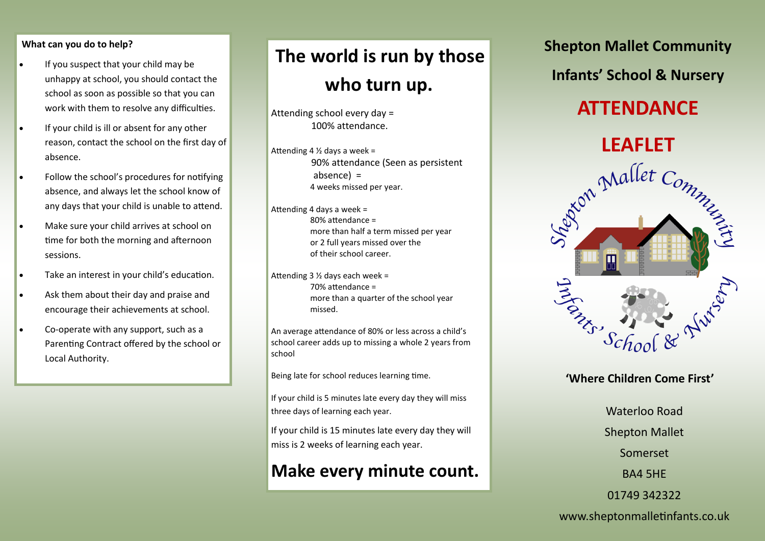**What can you do to help?**

- If you suspect that your child may be unhappy at school, you should contact the school as soon as possible so that you can work with them to resolve any difficulties.
- If your child is ill or absent for any other reason, contact the school on the first day of absence.
- Follow the school's procedures for notifying absence, and always let the school know of any days that your child is unable to attend.
- Make sure your child arrives at school on time for both the morning and afternoon sessions.
- Take an interest in your child's education.
- Ask them about their day and praise and encourage their achievements at school.
- Co-operate with any support, such as a Parenting Contract offered by the school or Local Authority.

# The world is run by those who turn up.

Attending school every day =
100% attendance.

Attending 4 ½ days a week =
90% attendance (Seen as persistent absence) =
4 weeks missed per year.

Attending 4 days a week =
80% attendance =
more than half a term missed per year or 2 full years missed over the of their school career.

Attending 3 ½ days each week =
70% attendance =
more than a quarter of the school year missed.

An average attendance of 80% or less across a child's school career adds up to missing a whole 2 years from school

Being late for school reduces learning time.

If your child is 5 minutes late every day they will miss three days of learning each year.

If your child is 15 minutes late every day they will miss is 2 weeks of learning each year.

## Make every minute count.

## Shepton Mallet Community Infants' School & Nursery

# ATTENDANCE LEAFLET

Shepton Mallet Community Infants' School & Nursery

**'Where Children Come First'**

Waterloo Road
Shepton Mallet
Somerset
BA4 5HE
01749 342322
www.sheptonmalletinfants.co.uk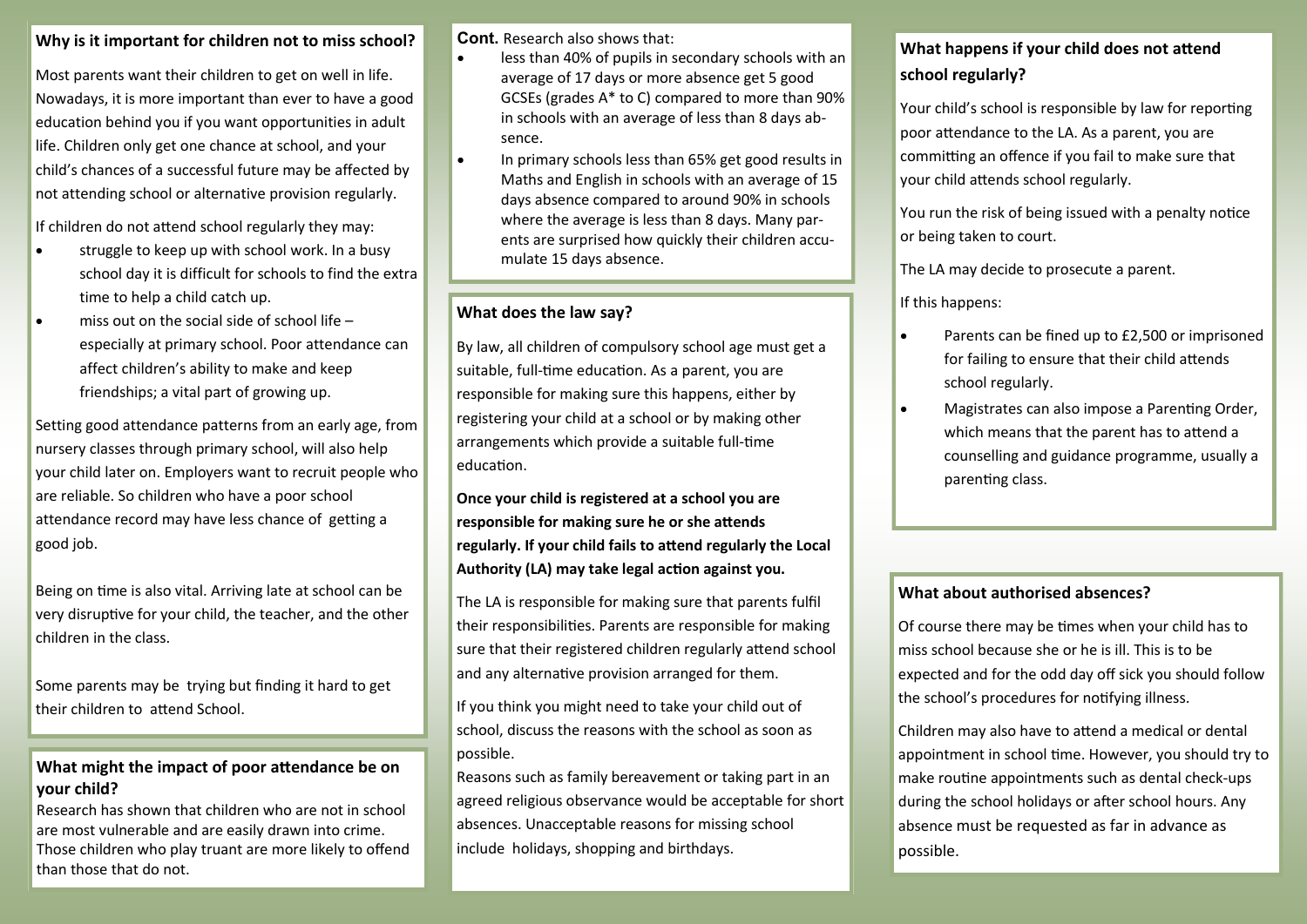## Why is it important for children not to miss school?

Most parents want their children to get on well in life. Nowadays, it is more important than ever to have a good education behind you if you want opportunities in adult life. Children only get one chance at school, and your child's chances of a successful future may be affected by not attending school or alternative provision regularly.

If children do not attend school regularly they may:

- struggle to keep up with school work. In a busy school day it is difficult for schools to find the extra time to help a child catch up.
- miss out on the social side of school life – especially at primary school. Poor attendance can affect children's ability to make and keep friendships; a vital part of growing up.

Setting good attendance patterns from an early age, from nursery classes through primary school, will also help your child later on. Employers want to recruit people who are reliable. So children who have a poor school attendance record may have less chance of getting a good job.

Being on time is also vital. Arriving late at school can be very disruptive for your child, the teacher, and the other children in the class.

Some parents may be trying but finding it hard to get their children to attend School.

## What might the impact of poor attendance be on your child?

Research has shown that children who are not in school are most vulnerable and are easily drawn into crime. Those children who play truant are more likely to offend than those that do not.

**Cont.** Research also shows that:

- less than 40% of pupils in secondary schools with an average of 17 days or more absence get 5 good GCSEs (grades A* to C) compared to more than 90% in schools with an average of less than 8 days absence.
- In primary schools less than 65% get good results in Maths and English in schools with an average of 15 days absence compared to around 90% in schools where the average is less than 8 days. Many parents are surprised how quickly their children accumulate 15 days absence.

## What does the law say?

By law, all children of compulsory school age must get a suitable, full-time education. As a parent, you are responsible for making sure this happens, either by registering your child at a school or by making other arrangements which provide a suitable full-time education.

**Once your child is registered at a school you are responsible for making sure he or she attends regularly. If your child fails to attend regularly the Local Authority (LA) may take legal action against you.**

The LA is responsible for making sure that parents fulfil their responsibilities. Parents are responsible for making sure that their registered children regularly attend school and any alternative provision arranged for them.

If you think you might need to take your child out of school, discuss the reasons with the school as soon as possible.

Reasons such as family bereavement or taking part in an agreed religious observance would be acceptable for short absences. Unacceptable reasons for missing school include holidays, shopping and birthdays.

## What happens if your child does not attend school regularly?

Your child's school is responsible by law for reporting poor attendance to the LA. As a parent, you are committing an offence if you fail to make sure that your child attends school regularly.

You run the risk of being issued with a penalty notice or being taken to court.

The LA may decide to prosecute a parent.

If this happens:

- Parents can be fined up to £2,500 or imprisoned for failing to ensure that their child attends school regularly.
- Magistrates can also impose a Parenting Order, which means that the parent has to attend a counselling and guidance programme, usually a parenting class.

## What about authorised absences?

Of course there may be times when your child has to miss school because she or he is ill. This is to be expected and for the odd day off sick you should follow the school's procedures for notifying illness.

Children may also have to attend a medical or dental appointment in school time. However, you should try to make routine appointments such as dental check-ups during the school holidays or after school hours. Any absence must be requested as far in advance as possible.